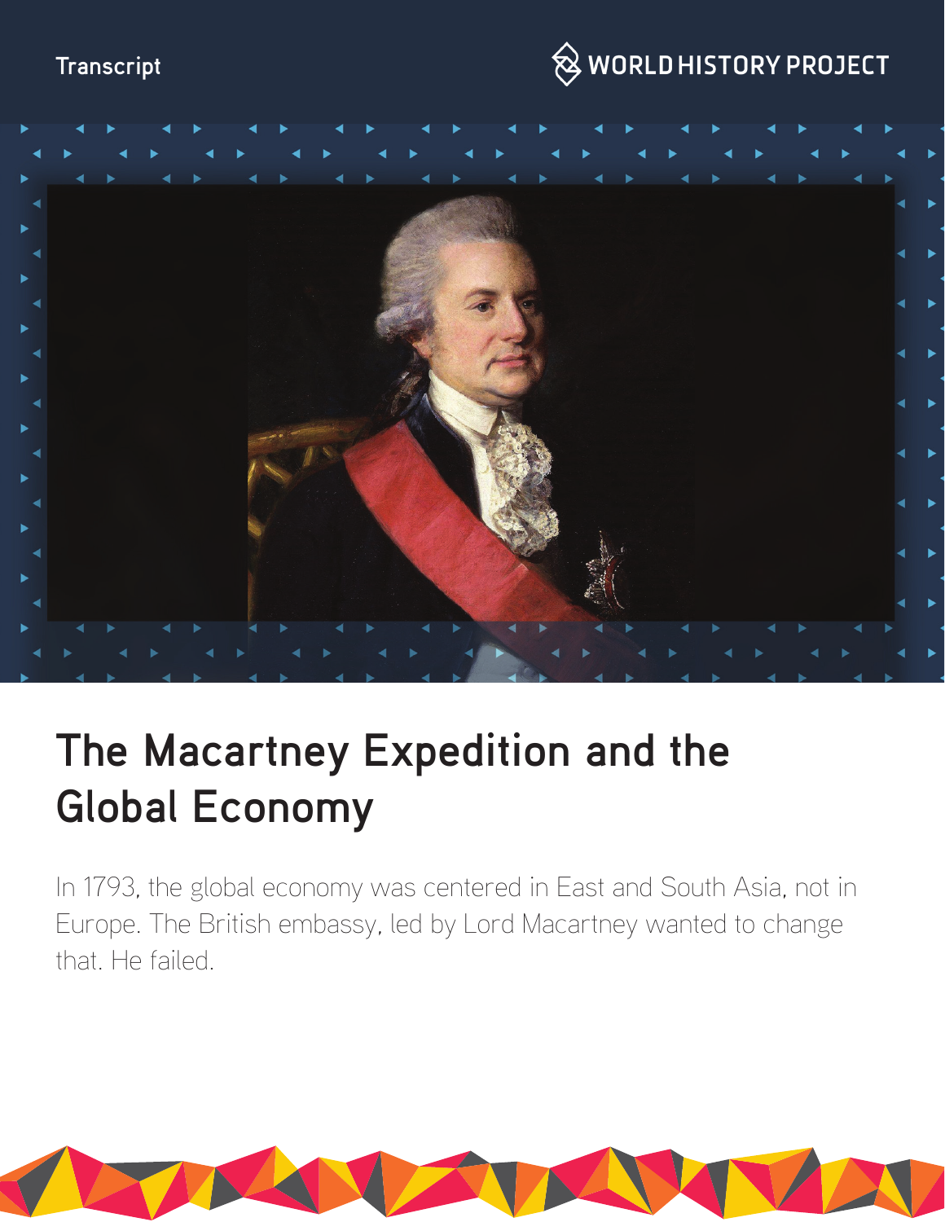Transcript

# The Macartney Expedition and the Global Economy

In 1793, the global economy was centered in East and South Asia, not in Europe. The British embassy, led by Lord Macartney wanted to change that. He failed.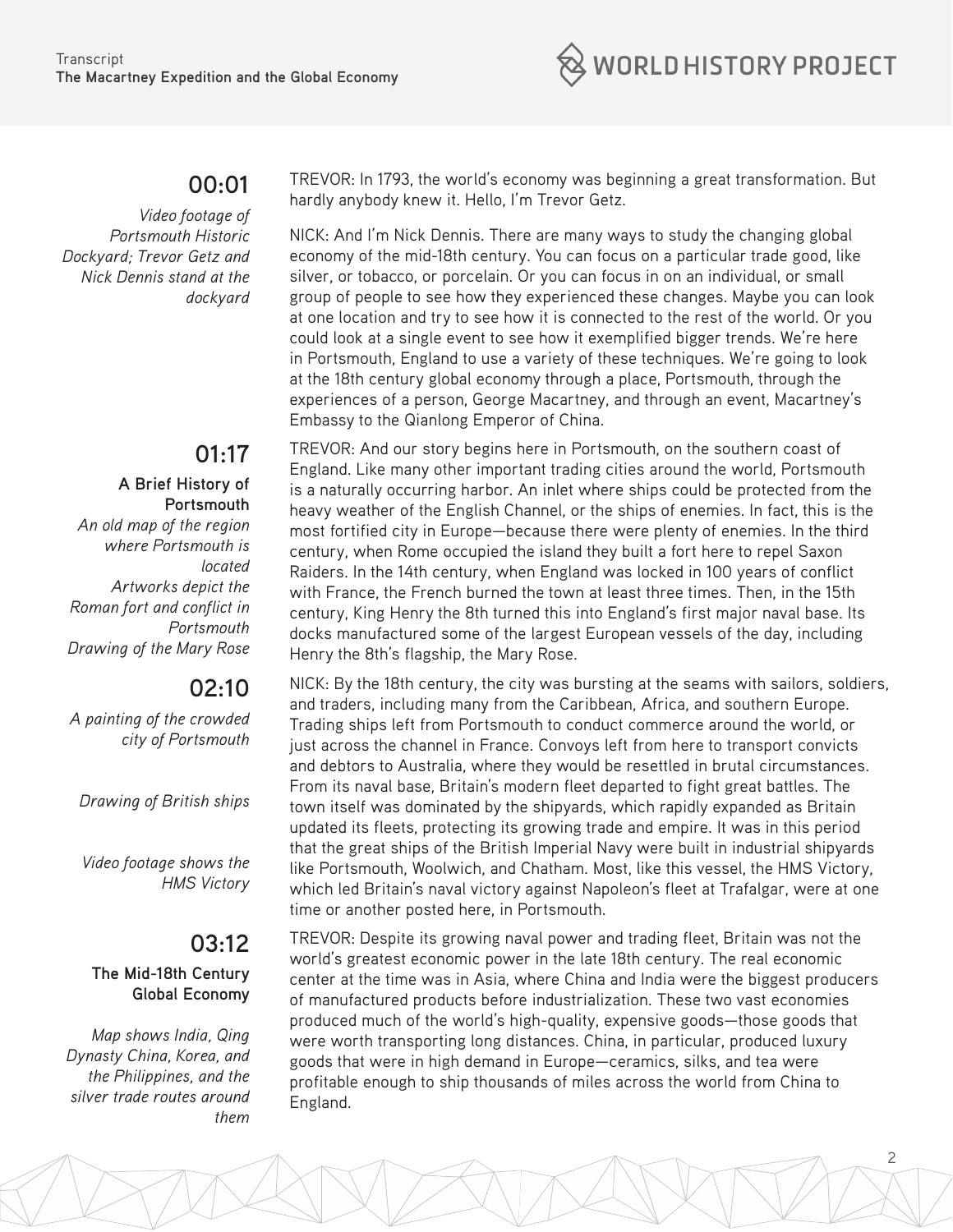**00:01**

*Video footage of Portsmouth Historic Dockyard; Trevor Getz and Nick Dennis stand at the dockyard*

TREVOR: In 1793, the world's economy was beginning a great transformation. But hardly anybody knew it. Hello, I'm Trevor Getz.

NICK: And I'm Nick Dennis. There are many ways to study the changing global economy of the mid-18th century. You can focus on a particular trade good, like silver, or tobacco, or porcelain. Or you can focus in on an individual, or small group of people to see how they experienced these changes. Maybe you can look at one location and try to see how it is connected to the rest of the world. Or you could look at a single event to see how it exemplified bigger trends. We're here in Portsmouth, England to use a variety of these techniques. We're going to look at the 18th century global economy through a place, Portsmouth, through the experiences of a person, George Macartney, and through an event, Macartney's Embassy to the Qianlong Emperor of China.

**01:17**

**A Brief History of Portsmouth**

*An old map of the region where Portsmouth is located*

*Artworks depict the Roman fort and conflict in Portsmouth*

*Drawing of the Mary Rose*

TREVOR: And our story begins here in Portsmouth, on the southern coast of England. Like many other important trading cities around the world, Portsmouth is a naturally occurring harbor. An inlet where ships could be protected from the heavy weather of the English Channel, or the ships of enemies. In fact, this is the most fortified city in Europe—because there were plenty of enemies. In the third century, when Rome occupied the island they built a fort here to repel Saxon Raiders. In the 14th century, when England was locked in 100 years of conflict with France, the French burned the town at least three times. Then, in the 15th century, King Henry the 8th turned this into England's first major naval base. Its docks manufactured some of the largest European vessels of the day, including Henry the 8th's flagship, the Mary Rose.

**02:10**

*A painting of the crowded city of Portsmouth*

*Drawing of British ships*

*Video footage shows the HMS Victory*

NICK: By the 18th century, the city was bursting at the seams with sailors, soldiers, and traders, including many from the Caribbean, Africa, and southern Europe. Trading ships left from Portsmouth to conduct commerce around the world, or just across the channel in France. Convoys left from here to transport convicts and debtors to Australia, where they would be resettled in brutal circumstances. From its naval base, Britain's modern fleet departed to fight great battles. The town itself was dominated by the shipyards, which rapidly expanded as Britain updated its fleets, protecting its growing trade and empire. It was in this period that the great ships of the British Imperial Navy were built in industrial shipyards like Portsmouth, Woolwich, and Chatham. Most, like this vessel, the HMS Victory, which led Britain's naval victory against Napoleon's fleet at Trafalgar, were at one time or another posted here, in Portsmouth.

**03:12**

**The Mid-18th Century Global Economy**

*Map shows India, Qing Dynasty China, Korea, and the Philippines, and the silver trade routes around them*

TREVOR: Despite its growing naval power and trading fleet, Britain was not the world's greatest economic power in the late 18th century. The real economic center at the time was in Asia, where China and India were the biggest producers of manufactured products before industrialization. These two vast economies produced much of the world's high-quality, expensive goods—those goods that were worth transporting long distances. China, in particular, produced luxury goods that were in high demand in Europe—ceramics, silks, and tea were profitable enough to ship thousands of miles across the world from China to England.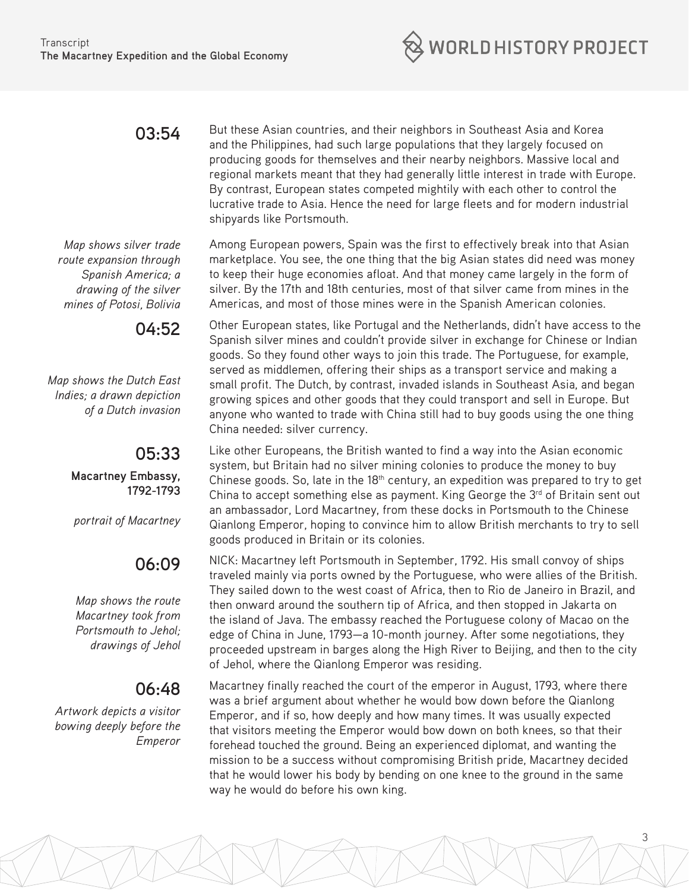**03:54**

But these Asian countries, and their neighbors in Southeast Asia and Korea and the Philippines, had such large populations that they largely focused on producing goods for themselves and their nearby neighbors. Massive local and regional markets meant that they had generally little interest in trade with Europe. By contrast, European states competed mightily with each other to control the lucrative trade to Asia. Hence the need for large fleets and for modern industrial shipyards like Portsmouth.

*Map shows silver trade route expansion through Spanish America; a drawing of the silver mines of Potosi, Bolivia*

Among European powers, Spain was the first to effectively break into that Asian marketplace. You see, the one thing that the big Asian states did need was money to keep their huge economies afloat. And that money came largely in the form of silver. By the 17th and 18th centuries, most of that silver came from mines in the Americas, and most of those mines were in the Spanish American colonies.

**04:52**

*Map shows the Dutch East Indies; a drawn depiction of a Dutch invasion*

Other European states, like Portugal and the Netherlands, didn't have access to the Spanish silver mines and couldn't provide silver in exchange for Chinese or Indian goods. So they found other ways to join this trade. The Portuguese, for example, served as middlemen, offering their ships as a transport service and making a small profit. The Dutch, by contrast, invaded islands in Southeast Asia, and began growing spices and other goods that they could transport and sell in Europe. But anyone who wanted to trade with China still had to buy goods using the one thing China needed: silver currency.

**05:33**

**Macartney Embassy, 1792-1793**

*portrait of Macartney*

Like other Europeans, the British wanted to find a way into the Asian economic system, but Britain had no silver mining colonies to produce the money to buy Chinese goods. So, late in the 18th century, an expedition was prepared to try to get China to accept something else as payment. King George the 3rd of Britain sent out an ambassador, Lord Macartney, from these docks in Portsmouth to the Chinese Qianlong Emperor, hoping to convince him to allow British merchants to try to sell goods produced in Britain or its colonies.

**06:09**

*Map shows the route Macartney took from Portsmouth to Jehol; drawings of Jehol*

NICK: Macartney left Portsmouth in September, 1792. His small convoy of ships traveled mainly via ports owned by the Portuguese, who were allies of the British. They sailed down to the west coast of Africa, then to Rio de Janeiro in Brazil, and then onward around the southern tip of Africa, and then stopped in Jakarta on the island of Java. The embassy reached the Portuguese colony of Macao on the edge of China in June, 1793—a 10-month journey. After some negotiations, they proceeded upstream in barges along the High River to Beijing, and then to the city of Jehol, where the Qianlong Emperor was residing.

**06:48**

*Artwork depicts a visitor bowing deeply before the Emperor*

Macartney finally reached the court of the emperor in August, 1793, where there was a brief argument about whether he would bow down before the Qianlong Emperor, and if so, how deeply and how many times. It was usually expected that visitors meeting the Emperor would bow down on both knees, so that their forehead touched the ground. Being an experienced diplomat, and wanting the mission to be a success without compromising British pride, Macartney decided that he would lower his body by bending on one knee to the ground in the same way he would do before his own king.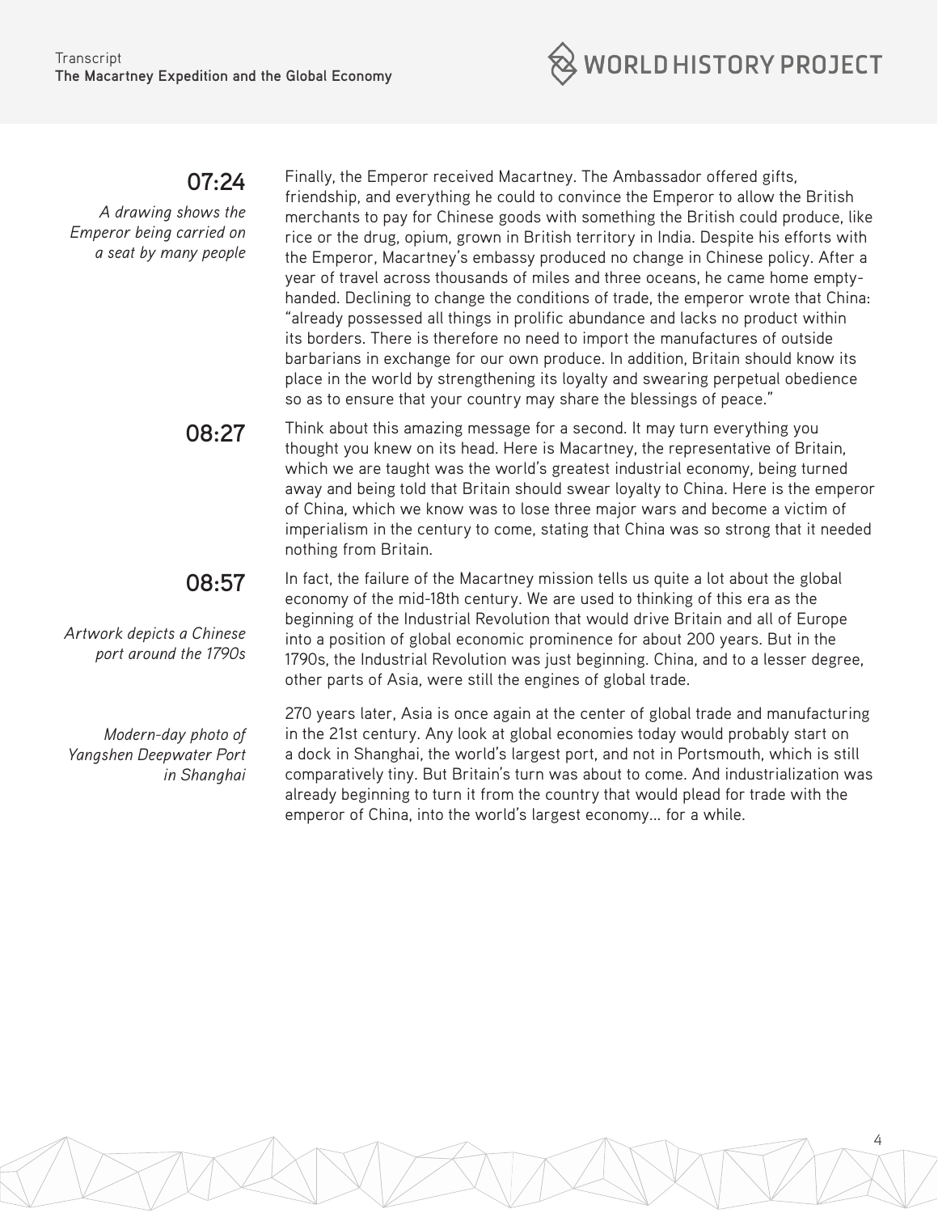**07:24**

*A drawing shows the Emperor being carried on a seat by many people*

Finally, the Emperor received Macartney. The Ambassador offered gifts, friendship, and everything he could to convince the Emperor to allow the British merchants to pay for Chinese goods with something the British could produce, like rice or the drug, opium, grown in British territory in India. Despite his efforts with the Emperor, Macartney's embassy produced no change in Chinese policy. After a year of travel across thousands of miles and three oceans, he came home empty-handed. Declining to change the conditions of trade, the emperor wrote that China: "already possessed all things in prolific abundance and lacks no product within its borders. There is therefore no need to import the manufactures of outside barbarians in exchange for our own produce. In addition, Britain should know its place in the world by strengthening its loyalty and swearing perpetual obedience so as to ensure that your country may share the blessings of peace."

**08:27**

Think about this amazing message for a second. It may turn everything you thought you knew on its head. Here is Macartney, the representative of Britain, which we are taught was the world's greatest industrial economy, being turned away and being told that Britain should swear loyalty to China. Here is the emperor of China, which we know was to lose three major wars and become a victim of imperialism in the century to come, stating that China was so strong that it needed nothing from Britain.

**08:57**

*Artwork depicts a Chinese port around the 1790s*

In fact, the failure of the Macartney mission tells us quite a lot about the global economy of the mid-18th century. We are used to thinking of this era as the beginning of the Industrial Revolution that would drive Britain and all of Europe into a position of global economic prominence for about 200 years. But in the 1790s, the Industrial Revolution was just beginning. China, and to a lesser degree, other parts of Asia, were still the engines of global trade.

*Modern-day photo of Yangshen Deepwater Port in Shanghai*

270 years later, Asia is once again at the center of global trade and manufacturing in the 21st century. Any look at global economies today would probably start on a dock in Shanghai, the world's largest port, and not in Portsmouth, which is still comparatively tiny. But Britain's turn was about to come. And industrialization was already beginning to turn it from the country that would plead for trade with the emperor of China, into the world's largest economy… for a while.